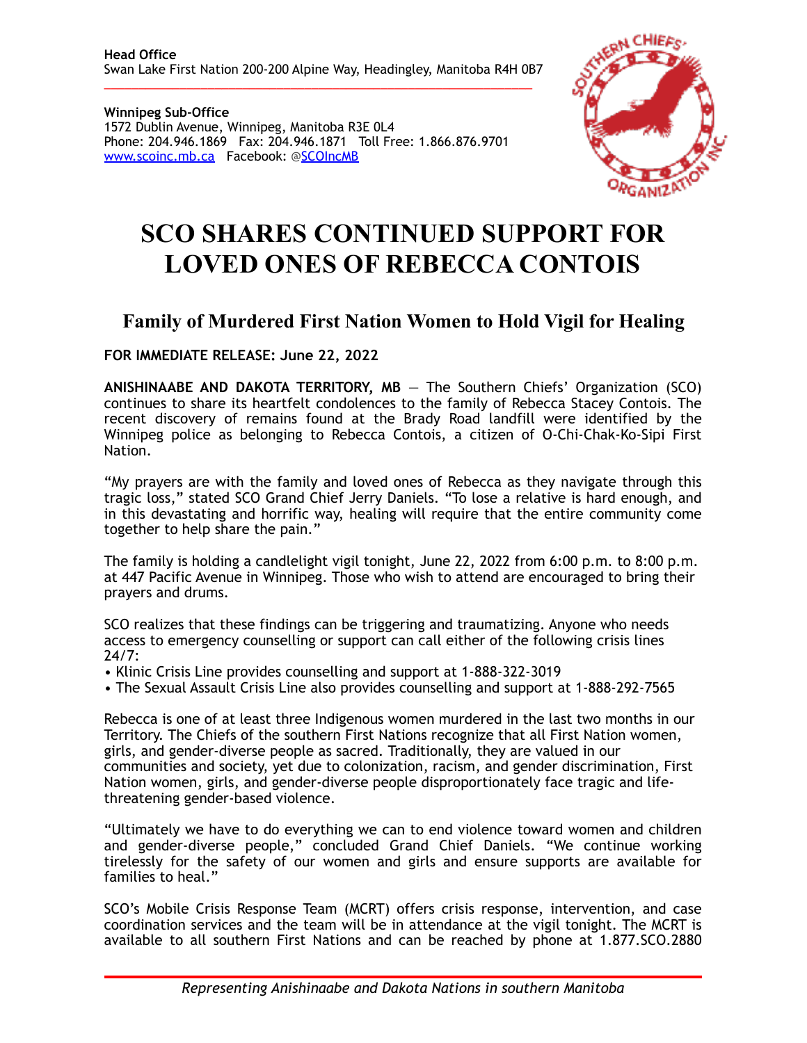**Head Office**
Swan Lake First Nation 200-200 Alpine Way, Headingley, Manitoba R4H 0B7

**Winnipeg Sub-Office**
1572 Dublin Avenue, Winnipeg, Manitoba R3E 0L4
Phone: 204.946.1869 Fax: 204.946.1871 Toll Free: 1.866.876.9701
www.scoinc.mb.ca Facebook: @SCOIncMB

# SCO SHARES CONTINUED SUPPORT FOR LOVED ONES OF REBECCA CONTOIS

## Family of Murdered First Nation Women to Hold Vigil for Healing

**FOR IMMEDIATE RELEASE: June 22, 2022**

**ANISHINAABE AND DAKOTA TERRITORY, MB** — The Southern Chiefs' Organization (SCO) continues to share its heartfelt condolences to the family of Rebecca Stacey Contois. The recent discovery of remains found at the Brady Road landfill were identified by the Winnipeg police as belonging to Rebecca Contois, a citizen of O-Chi-Chak-Ko-Sipi First Nation.

"My prayers are with the family and loved ones of Rebecca as they navigate through this tragic loss," stated SCO Grand Chief Jerry Daniels. "To lose a relative is hard enough, and in this devastating and horrific way, healing will require that the entire community come together to help share the pain."

The family is holding a candlelight vigil tonight, June 22, 2022 from 6:00 p.m. to 8:00 p.m. at 447 Pacific Avenue in Winnipeg. Those who wish to attend are encouraged to bring their prayers and drums.

SCO realizes that these findings can be triggering and traumatizing. Anyone who needs access to emergency counselling or support can call either of the following crisis lines 24/7:

- Klinic Crisis Line provides counselling and support at 1-888-322-3019
- The Sexual Assault Crisis Line also provides counselling and support at 1-888-292-7565

Rebecca is one of at least three Indigenous women murdered in the last two months in our Territory. The Chiefs of the southern First Nations recognize that all First Nation women, girls, and gender-diverse people as sacred. Traditionally, they are valued in our communities and society, yet due to colonization, racism, and gender discrimination, First Nation women, girls, and gender-diverse people disproportionately face tragic and life-threatening gender-based violence.

"Ultimately we have to do everything we can to end violence toward women and children and gender-diverse people," concluded Grand Chief Daniels. "We continue working tirelessly for the safety of our women and girls and ensure supports are available for families to heal."

SCO's Mobile Crisis Response Team (MCRT) offers crisis response, intervention, and case coordination services and the team will be in attendance at the vigil tonight. The MCRT is available to all southern First Nations and can be reached by phone at 1.877.SCO.2880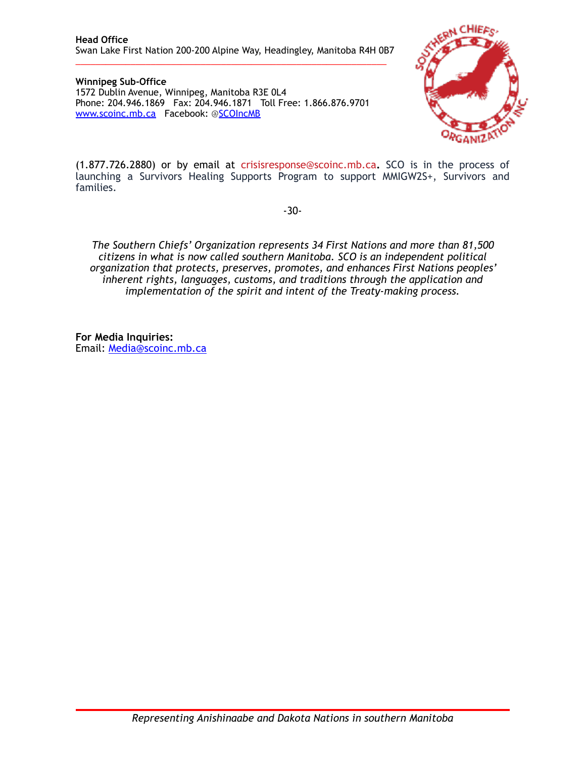(1.877.726.2880) or by email at crisisresponse@scoinc.mb.ca. SCO is in the process of launching a Survivors Healing Supports Program to support MMIGW2S+, Survivors and families.

-30-

*The Southern Chiefs' Organization represents 34 First Nations and more than 81,500 citizens in what is now called southern Manitoba. SCO is an independent political organization that protects, preserves, promotes, and enhances First Nations peoples' inherent rights, languages, customs, and traditions through the application and implementation of the spirit and intent of the Treaty-making process.*

**For Media Inquiries:**
Email: Media@scoinc.mb.ca